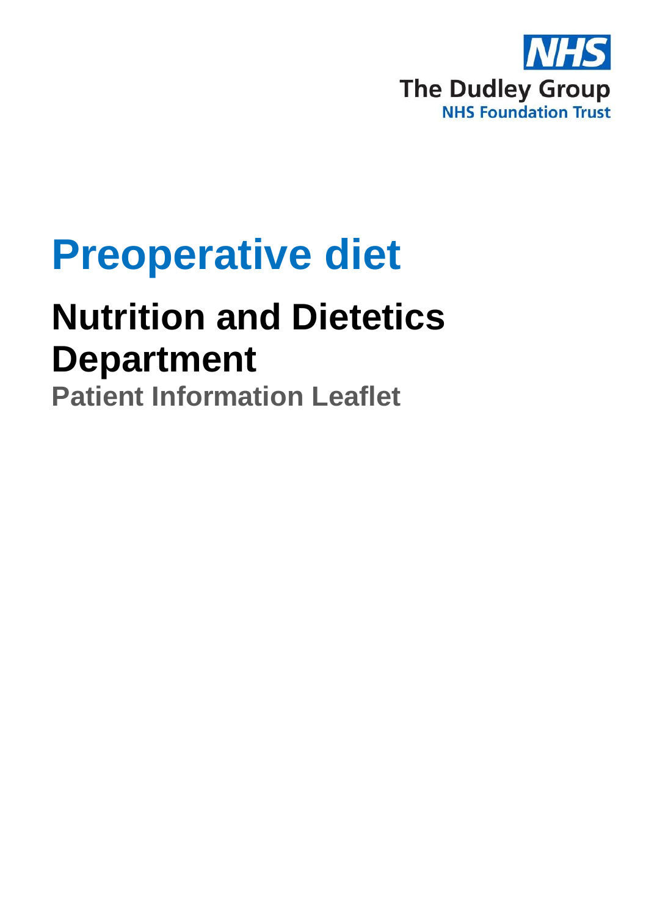NHS
The Dudley Group
NHS Foundation Trust

# Preoperative diet

## Nutrition and Dietetics Department

### Patient Information Leaflet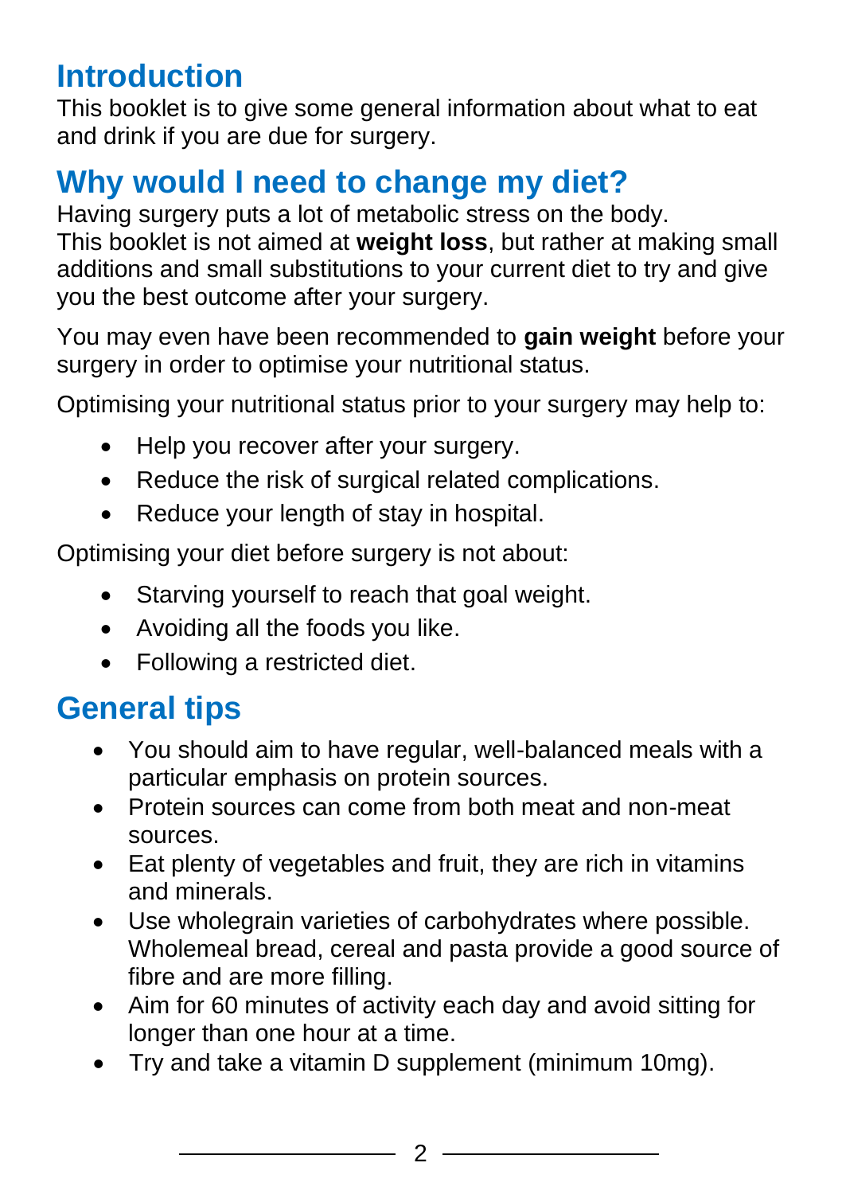## Introduction

This booklet is to give some general information about what to eat and drink if you are due for surgery.

## Why would I need to change my diet?

Having surgery puts a lot of metabolic stress on the body. This booklet is not aimed at **weight loss**, but rather at making small additions and small substitutions to your current diet to try and give you the best outcome after your surgery.

You may even have been recommended to **gain weight** before your surgery in order to optimise your nutritional status.

Optimising your nutritional status prior to your surgery may help to:

- Help you recover after your surgery.
- Reduce the risk of surgical related complications.
- Reduce your length of stay in hospital.

Optimising your diet before surgery is not about:

- Starving yourself to reach that goal weight.
- Avoiding all the foods you like.
- Following a restricted diet.

## General tips

- You should aim to have regular, well-balanced meals with a particular emphasis on protein sources.
- Protein sources can come from both meat and non-meat sources.
- Eat plenty of vegetables and fruit, they are rich in vitamins and minerals.
- Use wholegrain varieties of carbohydrates where possible. Wholemeal bread, cereal and pasta provide a good source of fibre and are more filling.
- Aim for 60 minutes of activity each day and avoid sitting for longer than one hour at a time.
- Try and take a vitamin D supplement (minimum 10mg).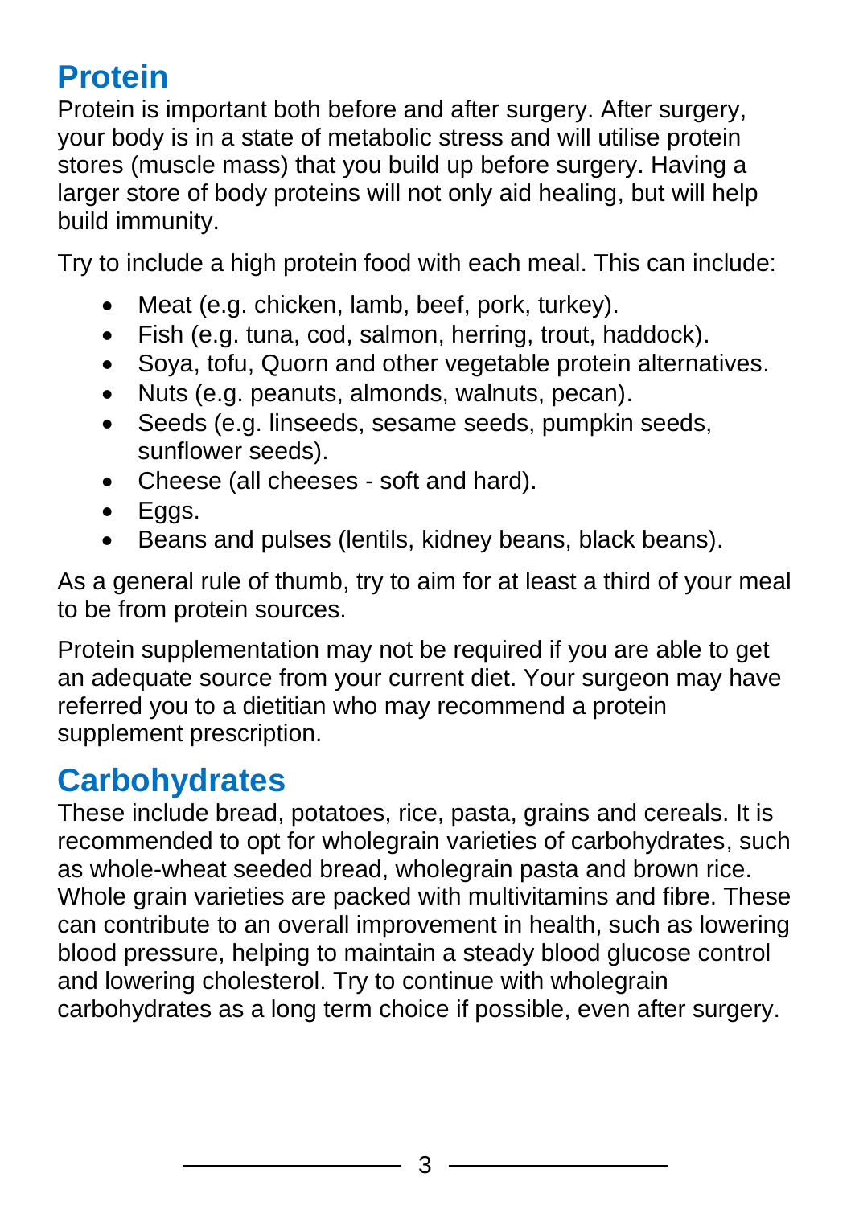## Protein

Protein is important both before and after surgery. After surgery, your body is in a state of metabolic stress and will utilise protein stores (muscle mass) that you build up before surgery. Having a larger store of body proteins will not only aid healing, but will help build immunity.

Try to include a high protein food with each meal. This can include:

- Meat (e.g. chicken, lamb, beef, pork, turkey).
- Fish (e.g. tuna, cod, salmon, herring, trout, haddock).
- Soya, tofu, Quorn and other vegetable protein alternatives.
- Nuts (e.g. peanuts, almonds, walnuts, pecan).
- Seeds (e.g. linseeds, sesame seeds, pumpkin seeds, sunflower seeds).
- Cheese (all cheeses - soft and hard).
- Eggs.
- Beans and pulses (lentils, kidney beans, black beans).

As a general rule of thumb, try to aim for at least a third of your meal to be from protein sources.

Protein supplementation may not be required if you are able to get an adequate source from your current diet. Your surgeon may have referred you to a dietitian who may recommend a protein supplement prescription.

## Carbohydrates

These include bread, potatoes, rice, pasta, grains and cereals. It is recommended to opt for wholegrain varieties of carbohydrates, such as whole-wheat seeded bread, wholegrain pasta and brown rice. Whole grain varieties are packed with multivitamins and fibre. These can contribute to an overall improvement in health, such as lowering blood pressure, helping to maintain a steady blood glucose control and lowering cholesterol. Try to continue with wholegrain carbohydrates as a long term choice if possible, even after surgery.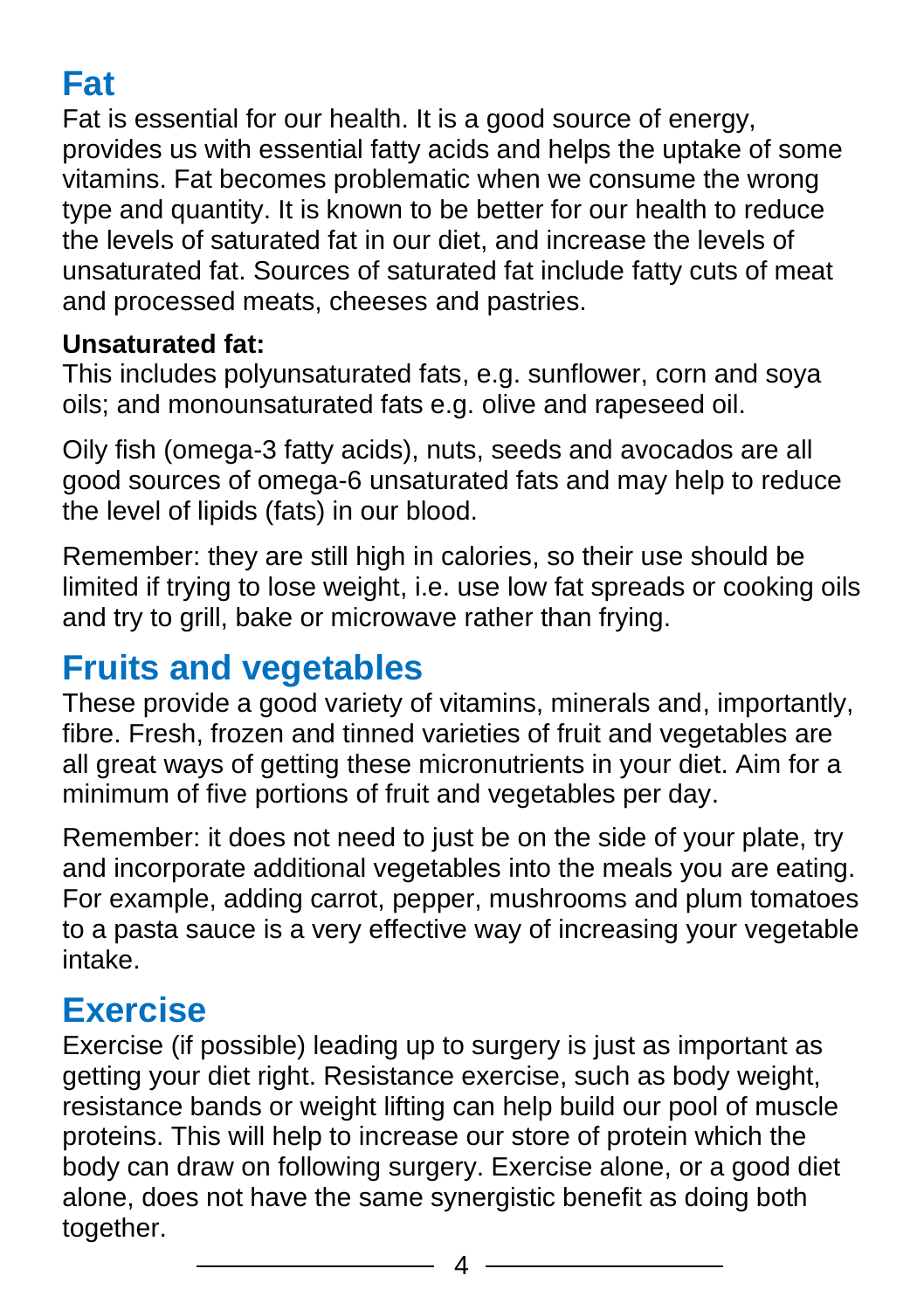## Fat

Fat is essential for our health. It is a good source of energy, provides us with essential fatty acids and helps the uptake of some vitamins. Fat becomes problematic when we consume the wrong type and quantity. It is known to be better for our health to reduce the levels of saturated fat in our diet, and increase the levels of unsaturated fat. Sources of saturated fat include fatty cuts of meat and processed meats, cheeses and pastries.

**Unsaturated fat:**
This includes polyunsaturated fats, e.g. sunflower, corn and soya oils; and monounsaturated fats e.g. olive and rapeseed oil.

Oily fish (omega-3 fatty acids), nuts, seeds and avocados are all good sources of omega-6 unsaturated fats and may help to reduce the level of lipids (fats) in our blood.

Remember: they are still high in calories, so their use should be limited if trying to lose weight, i.e. use low fat spreads or cooking oils and try to grill, bake or microwave rather than frying.

## Fruits and vegetables

These provide a good variety of vitamins, minerals and, importantly, fibre. Fresh, frozen and tinned varieties of fruit and vegetables are all great ways of getting these micronutrients in your diet. Aim for a minimum of five portions of fruit and vegetables per day.

Remember: it does not need to just be on the side of your plate, try and incorporate additional vegetables into the meals you are eating. For example, adding carrot, pepper, mushrooms and plum tomatoes to a pasta sauce is a very effective way of increasing your vegetable intake.

## Exercise

Exercise (if possible) leading up to surgery is just as important as getting your diet right. Resistance exercise, such as body weight, resistance bands or weight lifting can help build our pool of muscle proteins. This will help to increase our store of protein which the body can draw on following surgery. Exercise alone, or a good diet alone, does not have the same synergistic benefit as doing both together.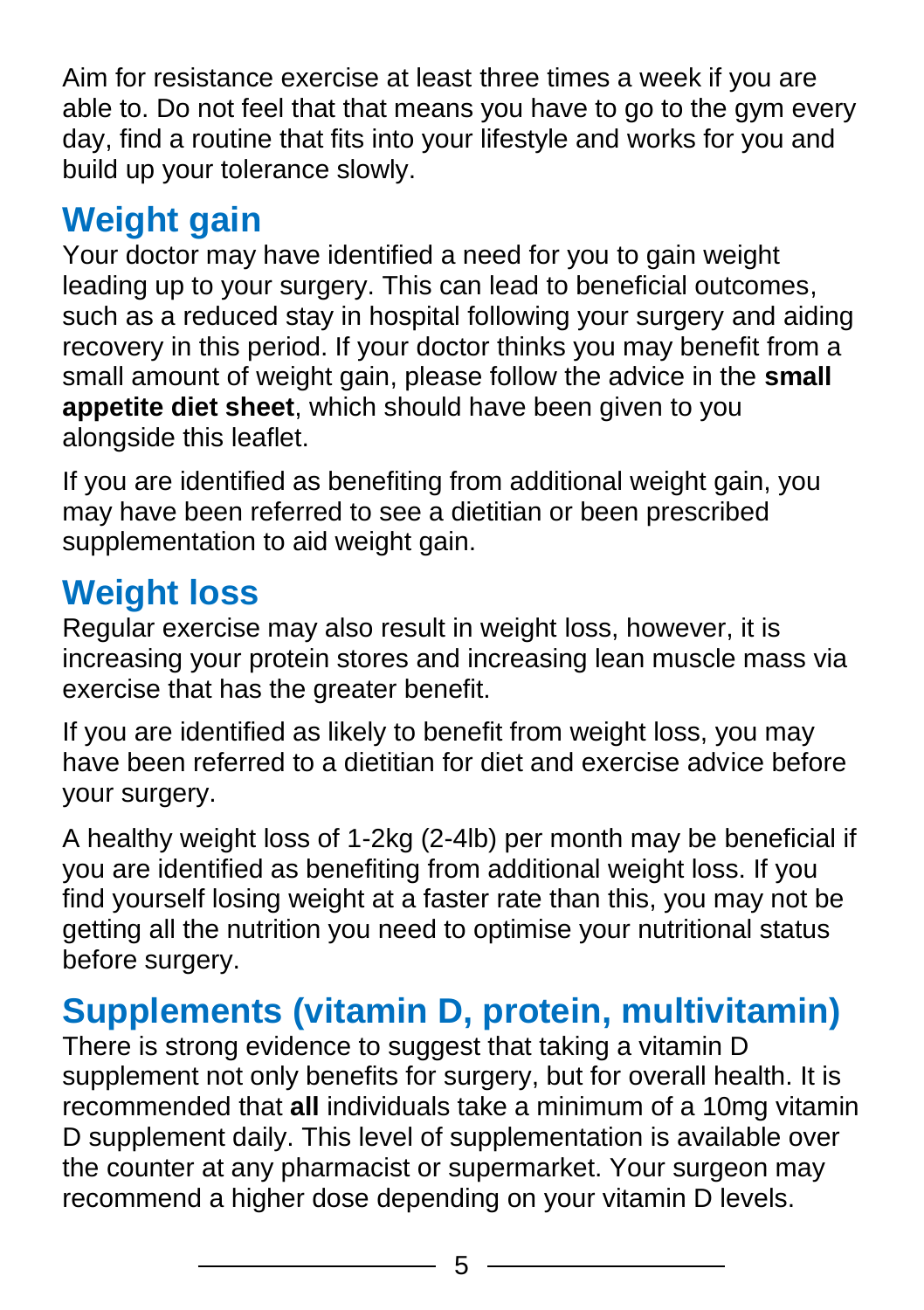Aim for resistance exercise at least three times a week if you are able to. Do not feel that that means you have to go to the gym every day, find a routine that fits into your lifestyle and works for you and build up your tolerance slowly.

## Weight gain

Your doctor may have identified a need for you to gain weight leading up to your surgery. This can lead to beneficial outcomes, such as a reduced stay in hospital following your surgery and aiding recovery in this period. If your doctor thinks you may benefit from a small amount of weight gain, please follow the advice in the **small appetite diet sheet**, which should have been given to you alongside this leaflet.

If you are identified as benefiting from additional weight gain, you may have been referred to see a dietitian or been prescribed supplementation to aid weight gain.

## Weight loss

Regular exercise may also result in weight loss, however, it is increasing your protein stores and increasing lean muscle mass via exercise that has the greater benefit.

If you are identified as likely to benefit from weight loss, you may have been referred to a dietitian for diet and exercise advice before your surgery.

A healthy weight loss of 1-2kg (2-4lb) per month may be beneficial if you are identified as benefiting from additional weight loss. If you find yourself losing weight at a faster rate than this, you may not be getting all the nutrition you need to optimise your nutritional status before surgery.

## Supplements (vitamin D, protein, multivitamin)

There is strong evidence to suggest that taking a vitamin D supplement not only benefits for surgery, but for overall health. It is recommended that **all** individuals take a minimum of a 10mg vitamin D supplement daily. This level of supplementation is available over the counter at any pharmacist or supermarket. Your surgeon may recommend a higher dose depending on your vitamin D levels.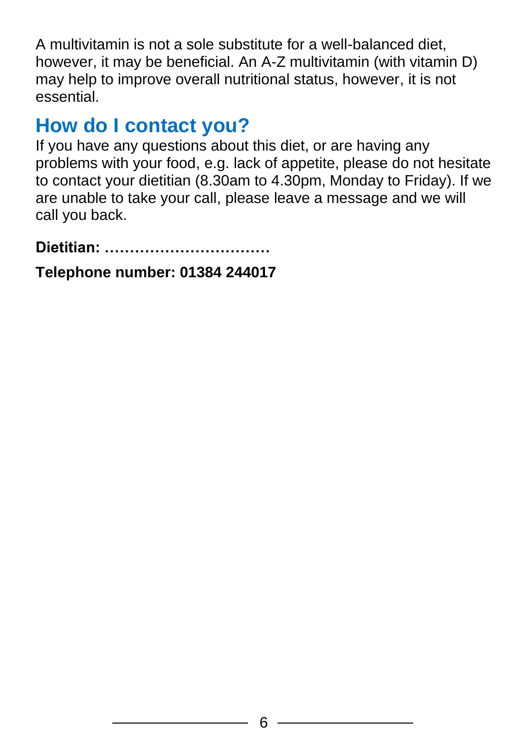A multivitamin is not a sole substitute for a well-balanced diet, however, it may be beneficial. An A-Z multivitamin (with vitamin D) may help to improve overall nutritional status, however, it is not essential.

## How do I contact you?

If you have any questions about this diet, or are having any problems with your food, e.g. lack of appetite, please do not hesitate to contact your dietitian (8.30am to 4.30pm, Monday to Friday). If we are unable to take your call, please leave a message and we will call you back.

**Dietitian: ……………………………**

**Telephone number: 01384 244017**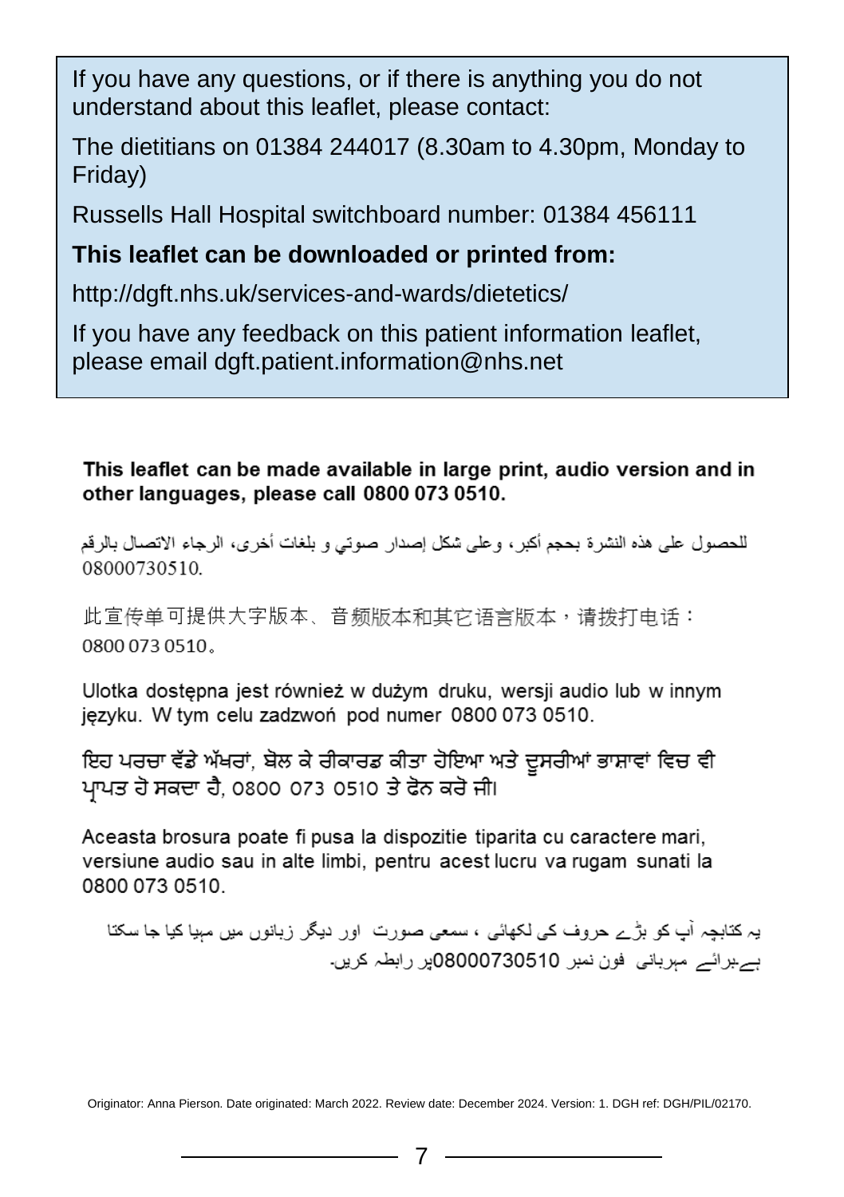If you have any questions, or if there is anything you do not understand about this leaflet, please contact:

The dietitians on 01384 244017 (8.30am to 4.30pm, Monday to Friday)

Russells Hall Hospital switchboard number: 01384 456111

**This leaflet can be downloaded or printed from:**

http://dgft.nhs.uk/services-and-wards/dietetics/

If you have any feedback on this patient information leaflet, please email dgft.patient.information@nhs.net

**This leaflet can be made available in large print, audio version and in other languages, please call 0800 073 0510.**

للحصول على هذه النشرة بحجم أكبر، وعلى شكل إصدار صوتي و بلغات أخرى، الرجاء الاتصال بالرقم 08000730510.

此宣传单可提供大字版本、音频版本和其它语言版本，请拨打电话：0800 073 0510。

Ulotka dostępna jest również w dużym druku, wersji audio lub w innym języku. W tym celu zadzwoń pod numer 0800 073 0510.

ਇਹ ਪਰਚਾ ਵੱਡੇ ਅੱਖਰਾਂ, ਬੋਲ ਕੇ ਰੀਕਾਰਡ ਕੀਤਾ ਹੋਇਆ ਅਤੇ ਦੂਸਰੀਆਂ ਭਾਸ਼ਾਵਾਂ ਵਿਚ ਵੀ ਪ੍ਰਾਪਤ ਹੋ ਸਕਦਾ ਹੈ, 0800 073 0510 ਤੇ ਫੋਨ ਕਰੋ ਜੀ।

Aceasta brosura poate fi pusa la dispozitie tiparita cu caractere mari, versiune audio sau in alte limbi, pentru acest lucru va rugam sunati la 0800 073 0510.

یہ کتابچہ آپ کو بڑے حروف کی لکھائی ، سمعی صورت اور دیگر زبانوں میں مہیا کیا جا سکتا ہے۔برائے مہربانی فون نمبر 08000730510پر رابطہ کریں۔

Originator: Anna Pierson. Date originated: March 2022. Review date: December 2024. Version: 1. DGH ref: DGH/PIL/02170.